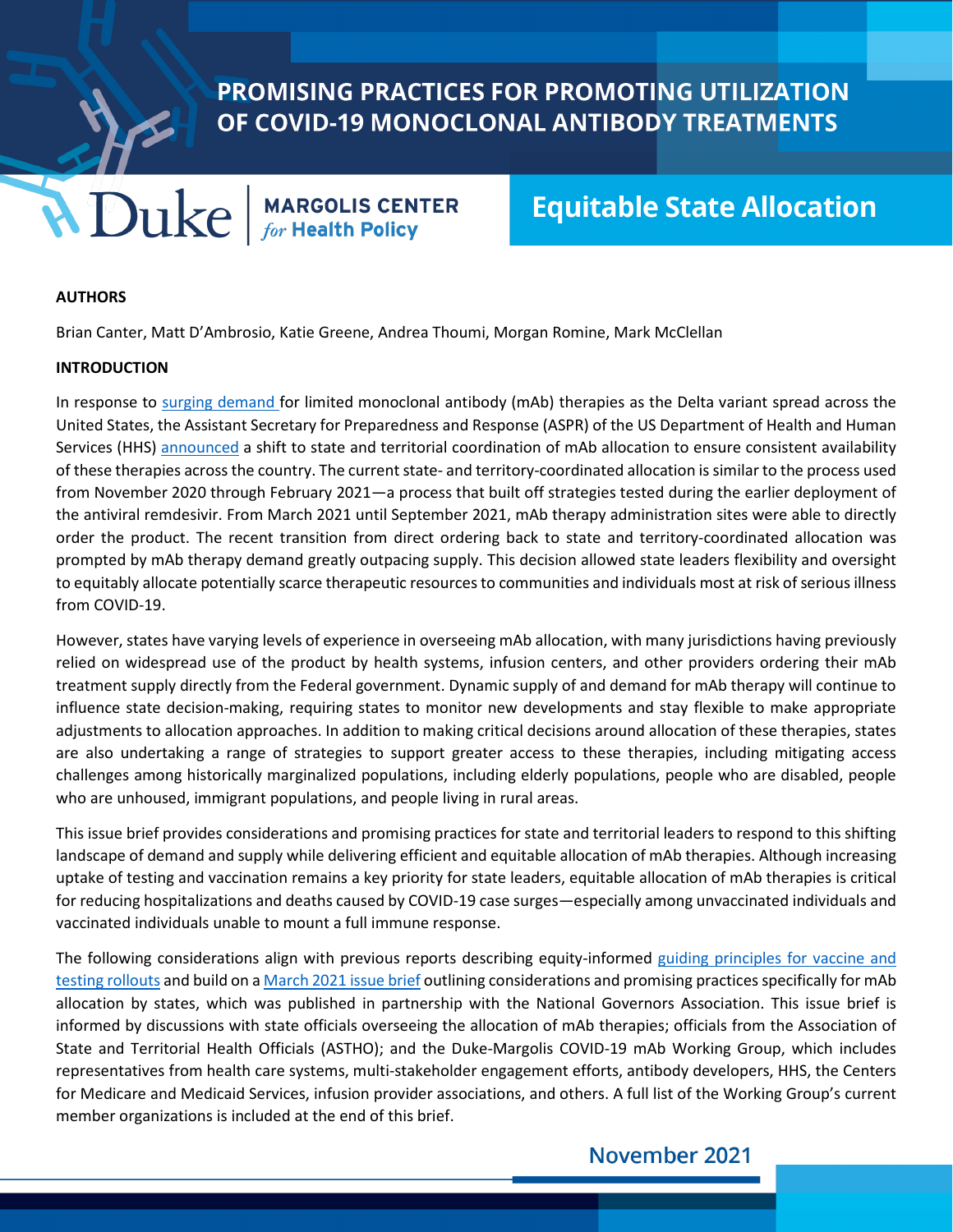# PROMISING PRACTICES FOR PROMOTING UTILIZATION OF COVID-19 MONOCLONAL ANTIBODY TREATMENTS

Duke | MARGOLIS CENTER *for* Health Policy

## Equitable State Allocation

**AUTHORS**

Brian Canter, Matt D'Ambrosio, Katie Greene, Andrea Thoumi, Morgan Romine, Mark McClellan

**INTRODUCTION**

In response to surging demand for limited monoclonal antibody (mAb) therapies as the Delta variant spread across the United States, the Assistant Secretary for Preparedness and Response (ASPR) of the US Department of Health and Human Services (HHS) announced a shift to state and territorial coordination of mAb allocation to ensure consistent availability of these therapies across the country. The current state- and territory-coordinated allocation is similar to the process used from November 2020 through February 2021—a process that built off strategies tested during the earlier deployment of the antiviral remdesivir. From March 2021 until September 2021, mAb therapy administration sites were able to directly order the product. The recent transition from direct ordering back to state and territory-coordinated allocation was prompted by mAb therapy demand greatly outpacing supply. This decision allowed state leaders flexibility and oversight to equitably allocate potentially scarce therapeutic resources to communities and individuals most at risk of serious illness from COVID-19.

However, states have varying levels of experience in overseeing mAb allocation, with many jurisdictions having previously relied on widespread use of the product by health systems, infusion centers, and other providers ordering their mAb treatment supply directly from the Federal government. Dynamic supply of and demand for mAb therapy will continue to influence state decision-making, requiring states to monitor new developments and stay flexible to make appropriate adjustments to allocation approaches. In addition to making critical decisions around allocation of these therapies, states are also undertaking a range of strategies to support greater access to these therapies, including mitigating access challenges among historically marginalized populations, including elderly populations, people who are disabled, people who are unhoused, immigrant populations, and people living in rural areas.

This issue brief provides considerations and promising practices for state and territorial leaders to respond to this shifting landscape of demand and supply while delivering efficient and equitable allocation of mAb therapies. Although increasing uptake of testing and vaccination remains a key priority for state leaders, equitable allocation of mAb therapies is critical for reducing hospitalizations and deaths caused by COVID-19 case surges—especially among unvaccinated individuals and vaccinated individuals unable to mount a full immune response.

The following considerations align with previous reports describing equity-informed guiding principles for vaccine and testing rollouts and build on a March 2021 issue brief outlining considerations and promising practices specifically for mAb allocation by states, which was published in partnership with the National Governors Association. This issue brief is informed by discussions with state officials overseeing the allocation of mAb therapies; officials from the Association of State and Territorial Health Officials (ASTHO); and the Duke-Margolis COVID-19 mAb Working Group, which includes representatives from health care systems, multi-stakeholder engagement efforts, antibody developers, HHS, the Centers for Medicare and Medicaid Services, infusion provider associations, and others. A full list of the Working Group's current member organizations is included at the end of this brief.

November 2021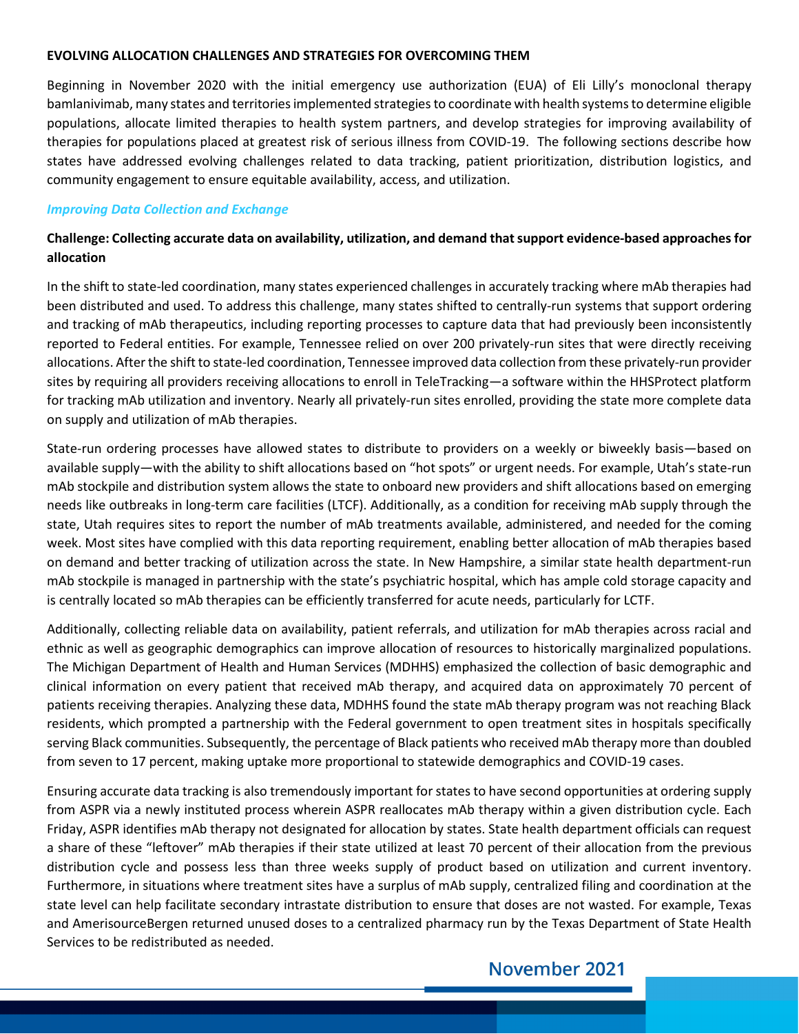**EVOLVING ALLOCATION CHALLENGES AND STRATEGIES FOR OVERCOMING THEM**

Beginning in November 2020 with the initial emergency use authorization (EUA) of Eli Lilly's monoclonal therapy bamlanivimab, many states and territories implemented strategies to coordinate with health systems to determine eligible populations, allocate limited therapies to health system partners, and develop strategies for improving availability of therapies for populations placed at greatest risk of serious illness from COVID-19. The following sections describe how states have addressed evolving challenges related to data tracking, patient prioritization, distribution logistics, and community engagement to ensure equitable availability, access, and utilization.

### *Improving Data Collection and Exchange*

**Challenge: Collecting accurate data on availability, utilization, and demand that support evidence-based approaches for allocation**

In the shift to state-led coordination, many states experienced challenges in accurately tracking where mAb therapies had been distributed and used. To address this challenge, many states shifted to centrally-run systems that support ordering and tracking of mAb therapeutics, including reporting processes to capture data that had previously been inconsistently reported to Federal entities. For example, Tennessee relied on over 200 privately-run sites that were directly receiving allocations. After the shift to state-led coordination, Tennessee improved data collection from these privately-run provider sites by requiring all providers receiving allocations to enroll in TeleTracking—a software within the HHSProtect platform for tracking mAb utilization and inventory. Nearly all privately-run sites enrolled, providing the state more complete data on supply and utilization of mAb therapies.

State-run ordering processes have allowed states to distribute to providers on a weekly or biweekly basis—based on available supply—with the ability to shift allocations based on "hot spots" or urgent needs. For example, Utah's state-run mAb stockpile and distribution system allows the state to onboard new providers and shift allocations based on emerging needs like outbreaks in long-term care facilities (LTCF). Additionally, as a condition for receiving mAb supply through the state, Utah requires sites to report the number of mAb treatments available, administered, and needed for the coming week. Most sites have complied with this data reporting requirement, enabling better allocation of mAb therapies based on demand and better tracking of utilization across the state. In New Hampshire, a similar state health department-run mAb stockpile is managed in partnership with the state's psychiatric hospital, which has ample cold storage capacity and is centrally located so mAb therapies can be efficiently transferred for acute needs, particularly for LCTF.

Additionally, collecting reliable data on availability, patient referrals, and utilization for mAb therapies across racial and ethnic as well as geographic demographics can improve allocation of resources to historically marginalized populations. The Michigan Department of Health and Human Services (MDHHS) emphasized the collection of basic demographic and clinical information on every patient that received mAb therapy, and acquired data on approximately 70 percent of patients receiving therapies. Analyzing these data, MDHHS found the state mAb therapy program was not reaching Black residents, which prompted a partnership with the Federal government to open treatment sites in hospitals specifically serving Black communities. Subsequently, the percentage of Black patients who received mAb therapy more than doubled from seven to 17 percent, making uptake more proportional to statewide demographics and COVID-19 cases.

Ensuring accurate data tracking is also tremendously important for states to have second opportunities at ordering supply from ASPR via a newly instituted process wherein ASPR reallocates mAb therapy within a given distribution cycle. Each Friday, ASPR identifies mAb therapy not designated for allocation by states. State health department officials can request a share of these "leftover" mAb therapies if their state utilized at least 70 percent of their allocation from the previous distribution cycle and possess less than three weeks supply of product based on utilization and current inventory. Furthermore, in situations where treatment sites have a surplus of mAb supply, centralized filing and coordination at the state level can help facilitate secondary intrastate distribution to ensure that doses are not wasted. For example, Texas and AmerisourceBergen returned unused doses to a centralized pharmacy run by the Texas Department of State Health Services to be redistributed as needed.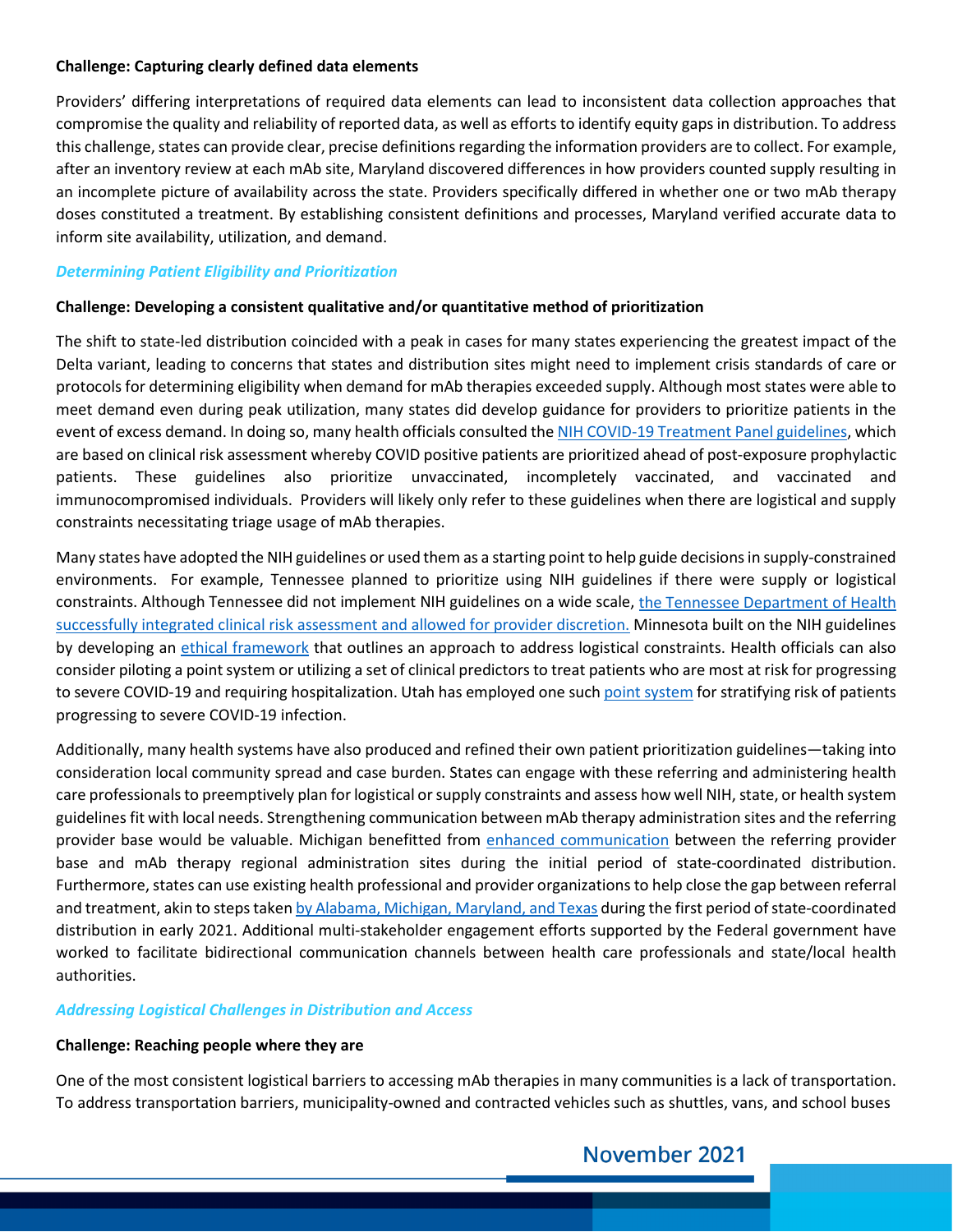**Challenge: Capturing clearly defined data elements**

Providers' differing interpretations of required data elements can lead to inconsistent data collection approaches that compromise the quality and reliability of reported data, as well as efforts to identify equity gaps in distribution. To address this challenge, states can provide clear, precise definitions regarding the information providers are to collect. For example, after an inventory review at each mAb site, Maryland discovered differences in how providers counted supply resulting in an incomplete picture of availability across the state. Providers specifically differed in whether one or two mAb therapy doses constituted a treatment. By establishing consistent definitions and processes, Maryland verified accurate data to inform site availability, utilization, and demand.

### *Determining Patient Eligibility and Prioritization*

**Challenge: Developing a consistent qualitative and/or quantitative method of prioritization**

The shift to state-led distribution coincided with a peak in cases for many states experiencing the greatest impact of the Delta variant, leading to concerns that states and distribution sites might need to implement crisis standards of care or protocols for determining eligibility when demand for mAb therapies exceeded supply. Although most states were able to meet demand even during peak utilization, many states did develop guidance for providers to prioritize patients in the event of excess demand. In doing so, many health officials consulted the NIH COVID-19 Treatment Panel guidelines, which are based on clinical risk assessment whereby COVID positive patients are prioritized ahead of post-exposure prophylactic patients. These guidelines also prioritize unvaccinated, incompletely vaccinated, and vaccinated and immunocompromised individuals. Providers will likely only refer to these guidelines when there are logistical and supply constraints necessitating triage usage of mAb therapies.

Many states have adopted the NIH guidelines or used them as a starting point to help guide decisions in supply-constrained environments. For example, Tennessee planned to prioritize using NIH guidelines if there were supply or logistical constraints. Although Tennessee did not implement NIH guidelines on a wide scale, the Tennessee Department of Health successfully integrated clinical risk assessment and allowed for provider discretion. Minnesota built on the NIH guidelines by developing an ethical framework that outlines an approach to address logistical constraints. Health officials can also consider piloting a point system or utilizing a set of clinical predictors to treat patients who are most at risk for progressing to severe COVID-19 and requiring hospitalization. Utah has employed one such point system for stratifying risk of patients progressing to severe COVID-19 infection.

Additionally, many health systems have also produced and refined their own patient prioritization guidelines—taking into consideration local community spread and case burden. States can engage with these referring and administering health care professionals to preemptively plan for logistical or supply constraints and assess how well NIH, state, or health system guidelines fit with local needs. Strengthening communication between mAb therapy administration sites and the referring provider base would be valuable. Michigan benefitted from enhanced communication between the referring provider base and mAb therapy regional administration sites during the initial period of state-coordinated distribution. Furthermore, states can use existing health professional and provider organizations to help close the gap between referral and treatment, akin to steps taken by Alabama, Michigan, Maryland, and Texas during the first period of state-coordinated distribution in early 2021. Additional multi-stakeholder engagement efforts supported by the Federal government have worked to facilitate bidirectional communication channels between health care professionals and state/local health authorities.

### *Addressing Logistical Challenges in Distribution and Access*

**Challenge: Reaching people where they are**

One of the most consistent logistical barriers to accessing mAb therapies in many communities is a lack of transportation. To address transportation barriers, municipality-owned and contracted vehicles such as shuttles, vans, and school buses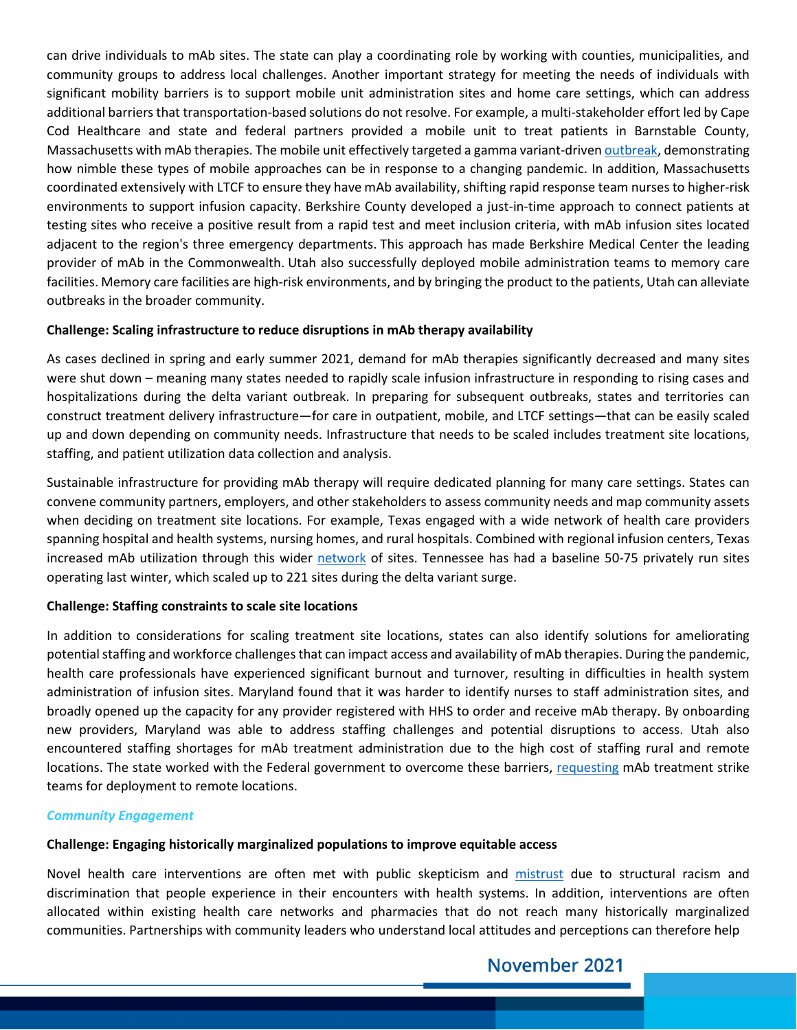can drive individuals to mAb sites. The state can play a coordinating role by working with counties, municipalities, and community groups to address local challenges. Another important strategy for meeting the needs of individuals with significant mobility barriers is to support mobile unit administration sites and home care settings, which can address additional barriers that transportation-based solutions do not resolve. For example, a multi-stakeholder effort led by Cape Cod Healthcare and state and federal partners provided a mobile unit to treat patients in Barnstable County, Massachusetts with mAb therapies. The mobile unit effectively targeted a gamma variant-driven outbreak, demonstrating how nimble these types of mobile approaches can be in response to a changing pandemic. In addition, Massachusetts coordinated extensively with LTCF to ensure they have mAb availability, shifting rapid response team nurses to higher-risk environments to support infusion capacity. Berkshire County developed a just-in-time approach to connect patients at testing sites who receive a positive result from a rapid test and meet inclusion criteria, with mAb infusion sites located adjacent to the region's three emergency departments. This approach has made Berkshire Medical Center the leading provider of mAb in the Commonwealth. Utah also successfully deployed mobile administration teams to memory care facilities. Memory care facilities are high-risk environments, and by bringing the product to the patients, Utah can alleviate outbreaks in the broader community.

**Challenge: Scaling infrastructure to reduce disruptions in mAb therapy availability**

As cases declined in spring and early summer 2021, demand for mAb therapies significantly decreased and many sites were shut down – meaning many states needed to rapidly scale infusion infrastructure in responding to rising cases and hospitalizations during the delta variant outbreak. In preparing for subsequent outbreaks, states and territories can construct treatment delivery infrastructure—for care in outpatient, mobile, and LTCF settings—that can be easily scaled up and down depending on community needs. Infrastructure that needs to be scaled includes treatment site locations, staffing, and patient utilization data collection and analysis.

Sustainable infrastructure for providing mAb therapy will require dedicated planning for many care settings. States can convene community partners, employers, and other stakeholders to assess community needs and map community assets when deciding on treatment site locations. For example, Texas engaged with a wide network of health care providers spanning hospital and health systems, nursing homes, and rural hospitals. Combined with regional infusion centers, Texas increased mAb utilization through this wider network of sites. Tennessee has had a baseline 50-75 privately run sites operating last winter, which scaled up to 221 sites during the delta variant surge.

**Challenge: Staffing constraints to scale site locations**

In addition to considerations for scaling treatment site locations, states can also identify solutions for ameliorating potential staffing and workforce challenges that can impact access and availability of mAb therapies. During the pandemic, health care professionals have experienced significant burnout and turnover, resulting in difficulties in health system administration of infusion sites. Maryland found that it was harder to identify nurses to staff administration sites, and broadly opened up the capacity for any provider registered with HHS to order and receive mAb therapy. By onboarding new providers, Maryland was able to address staffing challenges and potential disruptions to access. Utah also encountered staffing shortages for mAb treatment administration due to the high cost of staffing rural and remote locations. The state worked with the Federal government to overcome these barriers, requesting mAb treatment strike teams for deployment to remote locations.

### *Community Engagement*

**Challenge: Engaging historically marginalized populations to improve equitable access**

Novel health care interventions are often met with public skepticism and mistrust due to structural racism and discrimination that people experience in their encounters with health systems. In addition, interventions are often allocated within existing health care networks and pharmacies that do not reach many historically marginalized communities. Partnerships with community leaders who understand local attitudes and perceptions can therefore help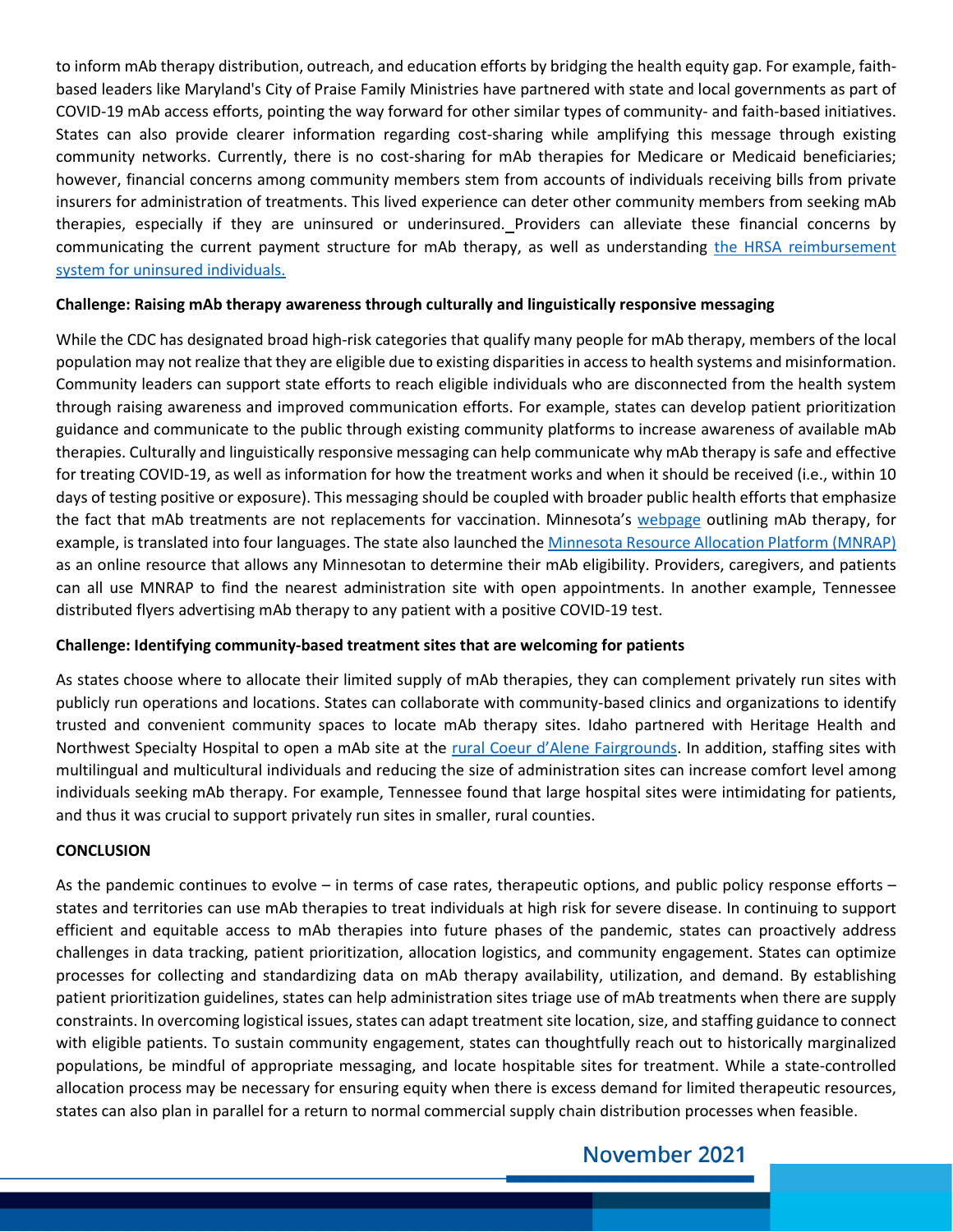to inform mAb therapy distribution, outreach, and education efforts by bridging the health equity gap. For example, faith-based leaders like Maryland's City of Praise Family Ministries have partnered with state and local governments as part of COVID-19 mAb access efforts, pointing the way forward for other similar types of community- and faith-based initiatives. States can also provide clearer information regarding cost-sharing while amplifying this message through existing community networks. Currently, there is no cost-sharing for mAb therapies for Medicare or Medicaid beneficiaries; however, financial concerns among community members stem from accounts of individuals receiving bills from private insurers for administration of treatments. This lived experience can deter other community members from seeking mAb therapies, especially if they are uninsured or underinsured. Providers can alleviate these financial concerns by communicating the current payment structure for mAb therapy, as well as understanding the HRSA reimbursement system for uninsured individuals.

**Challenge: Raising mAb therapy awareness through culturally and linguistically responsive messaging**

While the CDC has designated broad high-risk categories that qualify many people for mAb therapy, members of the local population may not realize that they are eligible due to existing disparities in access to health systems and misinformation. Community leaders can support state efforts to reach eligible individuals who are disconnected from the health system through raising awareness and improved communication efforts. For example, states can develop patient prioritization guidance and communicate to the public through existing community platforms to increase awareness of available mAb therapies. Culturally and linguistically responsive messaging can help communicate why mAb therapy is safe and effective for treating COVID-19, as well as information for how the treatment works and when it should be received (i.e., within 10 days of testing positive or exposure). This messaging should be coupled with broader public health efforts that emphasize the fact that mAb treatments are not replacements for vaccination. Minnesota's webpage outlining mAb therapy, for example, is translated into four languages. The state also launched the Minnesota Resource Allocation Platform (MNRAP) as an online resource that allows any Minnesotan to determine their mAb eligibility. Providers, caregivers, and patients can all use MNRAP to find the nearest administration site with open appointments. In another example, Tennessee distributed flyers advertising mAb therapy to any patient with a positive COVID-19 test.

**Challenge: Identifying community-based treatment sites that are welcoming for patients**

As states choose where to allocate their limited supply of mAb therapies, they can complement privately run sites with publicly run operations and locations. States can collaborate with community-based clinics and organizations to identify trusted and convenient community spaces to locate mAb therapy sites. Idaho partnered with Heritage Health and Northwest Specialty Hospital to open a mAb site at the rural Coeur d'Alene Fairgrounds. In addition, staffing sites with multilingual and multicultural individuals and reducing the size of administration sites can increase comfort level among individuals seeking mAb therapy. For example, Tennessee found that large hospital sites were intimidating for patients, and thus it was crucial to support privately run sites in smaller, rural counties.

**CONCLUSION**

As the pandemic continues to evolve – in terms of case rates, therapeutic options, and public policy response efforts – states and territories can use mAb therapies to treat individuals at high risk for severe disease. In continuing to support efficient and equitable access to mAb therapies into future phases of the pandemic, states can proactively address challenges in data tracking, patient prioritization, allocation logistics, and community engagement. States can optimize processes for collecting and standardizing data on mAb therapy availability, utilization, and demand. By establishing patient prioritization guidelines, states can help administration sites triage use of mAb treatments when there are supply constraints. In overcoming logistical issues, states can adapt treatment site location, size, and staffing guidance to connect with eligible patients. To sustain community engagement, states can thoughtfully reach out to historically marginalized populations, be mindful of appropriate messaging, and locate hospitable sites for treatment. While a state-controlled allocation process may be necessary for ensuring equity when there is excess demand for limited therapeutic resources, states can also plan in parallel for a return to normal commercial supply chain distribution processes when feasible.

November 2021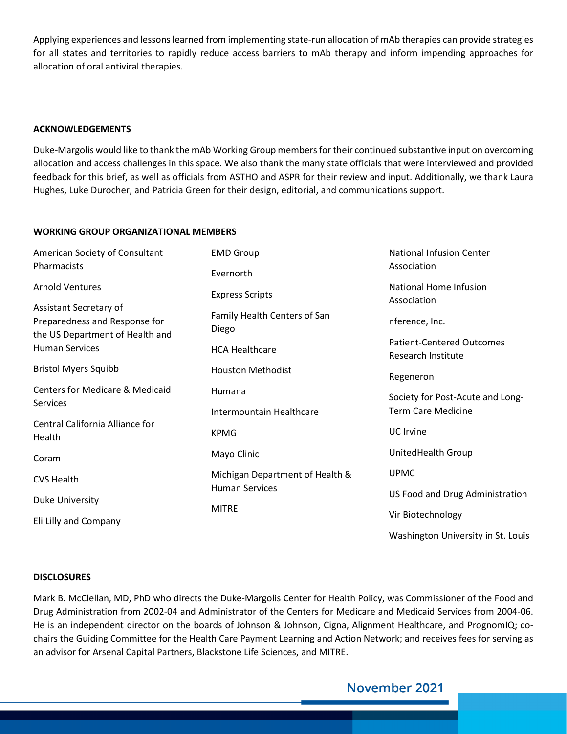Applying experiences and lessons learned from implementing state-run allocation of mAb therapies can provide strategies for all states and territories to rapidly reduce access barriers to mAb therapy and inform impending approaches for allocation of oral antiviral therapies.

**ACKNOWLEDGEMENTS**

Duke-Margolis would like to thank the mAb Working Group members for their continued substantive input on overcoming allocation and access challenges in this space. We also thank the many state officials that were interviewed and provided feedback for this brief, as well as officials from ASTHO and ASPR for their review and input. Additionally, we thank Laura Hughes, Luke Durocher, and Patricia Green for their design, editorial, and communications support.

**WORKING GROUP ORGANIZATIONAL MEMBERS**

American Society of Consultant Pharmacists

Arnold Ventures

Assistant Secretary of Preparedness and Response for the US Department of Health and Human Services

Bristol Myers Squibb

Centers for Medicare & Medicaid Services

Central California Alliance for Health

Coram

CVS Health

Duke University

Eli Lilly and Company

EMD Group

Evernorth

Express Scripts

Family Health Centers of San Diego

HCA Healthcare

Houston Methodist

Humana

Intermountain Healthcare

KPMG

Mayo Clinic

Michigan Department of Health & Human Services

MITRE

National Infusion Center Association

National Home Infusion Association

nference, Inc.

Patient-Centered Outcomes Research Institute

Regeneron

Society for Post-Acute and Long-Term Care Medicine

UC Irvine

UnitedHealth Group

UPMC

US Food and Drug Administration

Vir Biotechnology

Washington University in St. Louis

**DISCLOSURES**

Mark B. McClellan, MD, PhD who directs the Duke-Margolis Center for Health Policy, was Commissioner of the Food and Drug Administration from 2002-04 and Administrator of the Centers for Medicare and Medicaid Services from 2004-06. He is an independent director on the boards of Johnson & Johnson, Cigna, Alignment Healthcare, and PrognomIQ; co-chairs the Guiding Committee for the Health Care Payment Learning and Action Network; and receives fees for serving as an advisor for Arsenal Capital Partners, Blackstone Life Sciences, and MITRE.

November 2021